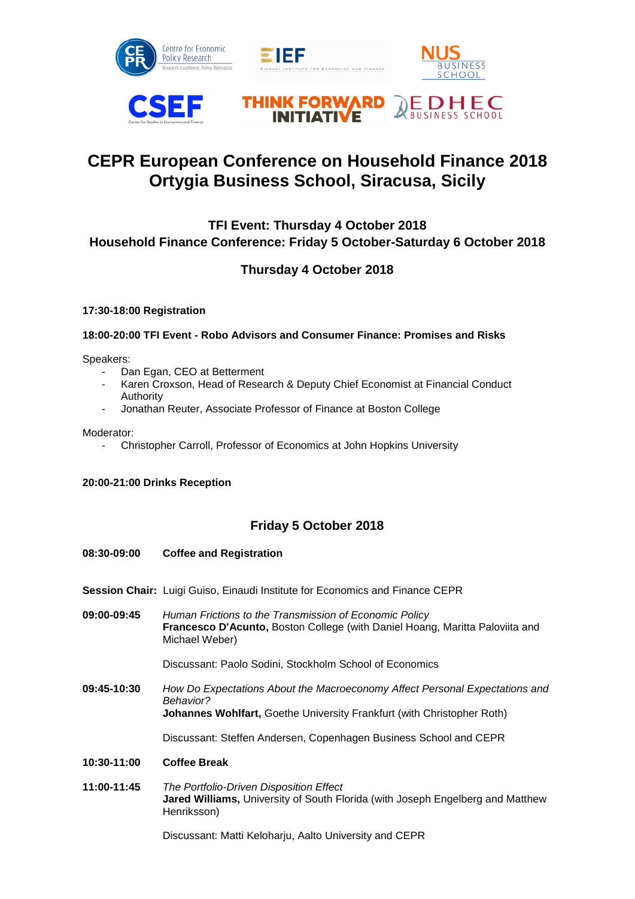# CEPR European Conference on Household Finance 2018
# Ortygia Business School, Siracusa, Sicily

### TFI Event: Thursday 4 October 2018
### Household Finance Conference: Friday 5 October-Saturday 6 October 2018

## Thursday 4 October 2018

**17:30-18:00 Registration**

**18:00-20:00 TFI Event - Robo Advisors and Consumer Finance: Promises and Risks**

Speakers:
- Dan Egan, CEO at Betterment
- Karen Croxson, Head of Research & Deputy Chief Economist at Financial Conduct Authority
- Jonathan Reuter, Associate Professor of Finance at Boston College

Moderator:
- Christopher Carroll, Professor of Economics at John Hopkins University

**20:00-21:00 Drinks Reception**

## Friday 5 October 2018

**08:30-09:00** **Coffee and Registration**

**Session Chair:** Luigi Guiso, Einaudi Institute for Economics and Finance CEPR

**09:00-09:45** *Human Frictions to the Transmission of Economic Policy*
**Francesco D'Acunto,** Boston College (with Daniel Hoang, Maritta Paloviita and Michael Weber)

Discussant: Paolo Sodini, Stockholm School of Economics

**09:45-10:30** *How Do Expectations About the Macroeconomy Affect Personal Expectations and Behavior?*
**Johannes Wohlfart,** Goethe University Frankfurt (with Christopher Roth)

Discussant: Steffen Andersen, Copenhagen Business School and CEPR

**10:30-11:00** **Coffee Break**

**11:00-11:45** *The Portfolio-Driven Disposition Effect*
**Jared Williams,** University of South Florida (with Joseph Engelberg and Matthew Henriksson)

Discussant: Matti Keloharju, Aalto University and CEPR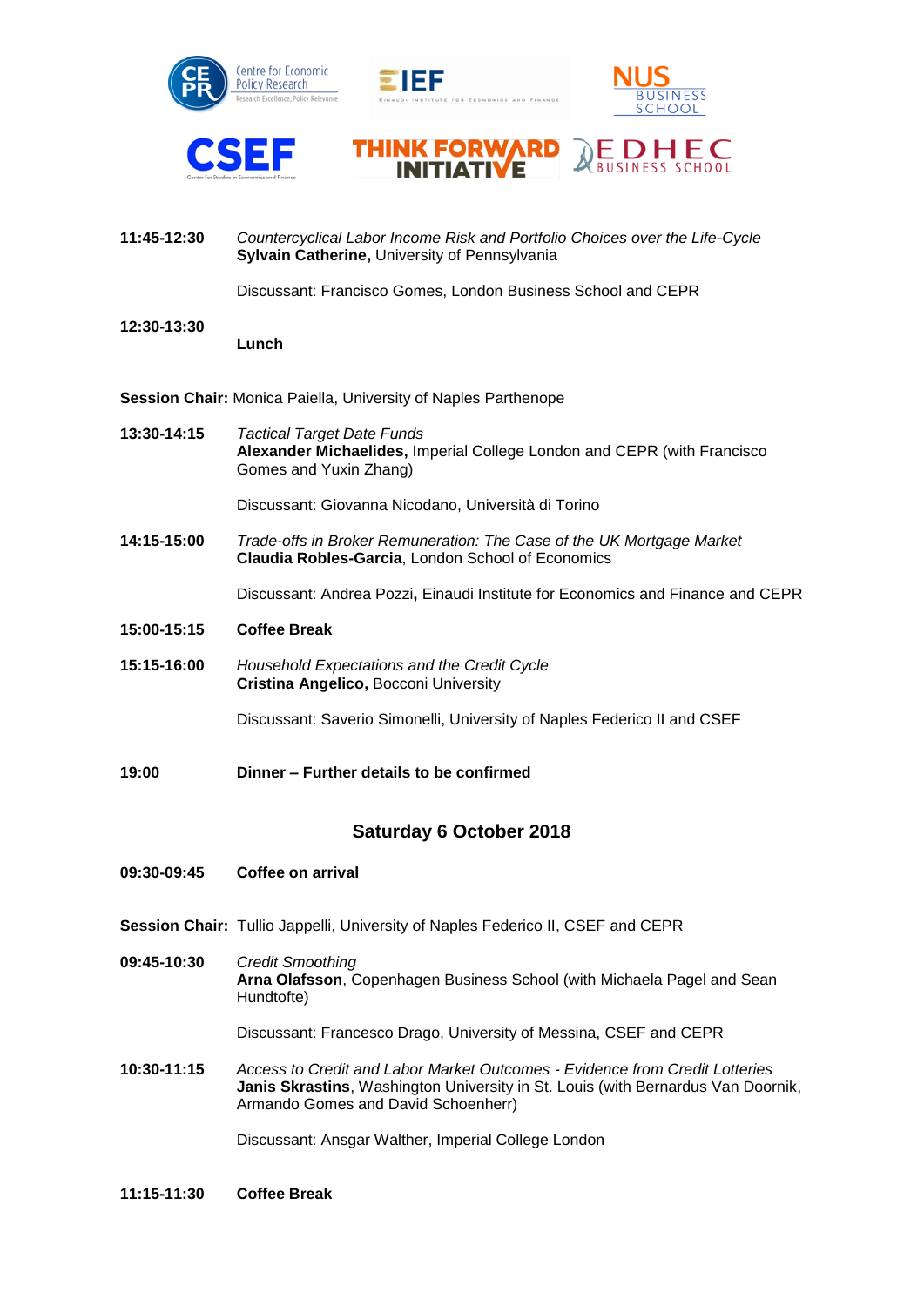**11:45-12:30** *Countercyclical Labor Income Risk and Portfolio Choices over the Life-Cycle*
**Sylvain Catherine,** University of Pennsylvania

Discussant: Francisco Gomes, London Business School and CEPR

**12:30-13:30** **Lunch**

**Session Chair:** Monica Paiella, University of Naples Parthenope

**13:30-14:15** *Tactical Target Date Funds*
**Alexander Michaelides,** Imperial College London and CEPR (with Francisco Gomes and Yuxin Zhang)

Discussant: Giovanna Nicodano, Università di Torino

**14:15-15:00** *Trade-offs in Broker Remuneration: The Case of the UK Mortgage Market*
**Claudia Robles-Garcia**, London School of Economics

Discussant: Andrea Pozzi**,** Einaudi Institute for Economics and Finance and CEPR

**15:00-15:15** **Coffee Break**

**15:15-16:00** *Household Expectations and the Credit Cycle*
**Cristina Angelico,** Bocconi University

Discussant: Saverio Simonelli, University of Naples Federico II and CSEF

**19:00** **Dinner – Further details to be confirmed**

## Saturday 6 October 2018

**09:30-09:45** **Coffee on arrival**

**Session Chair:** Tullio Jappelli, University of Naples Federico II, CSEF and CEPR

**09:45-10:30** *Credit Smoothing*
**Arna Olafsson**, Copenhagen Business School (with Michaela Pagel and Sean Hundtofte)

Discussant: Francesco Drago, University of Messina, CSEF and CEPR

**10:30-11:15** *Access to Credit and Labor Market Outcomes - Evidence from Credit Lotteries*
**Janis Skrastins**, Washington University in St. Louis (with Bernardus Van Doornik, Armando Gomes and David Schoenherr)

Discussant: Ansgar Walther, Imperial College London

**11:15-11:30** **Coffee Break**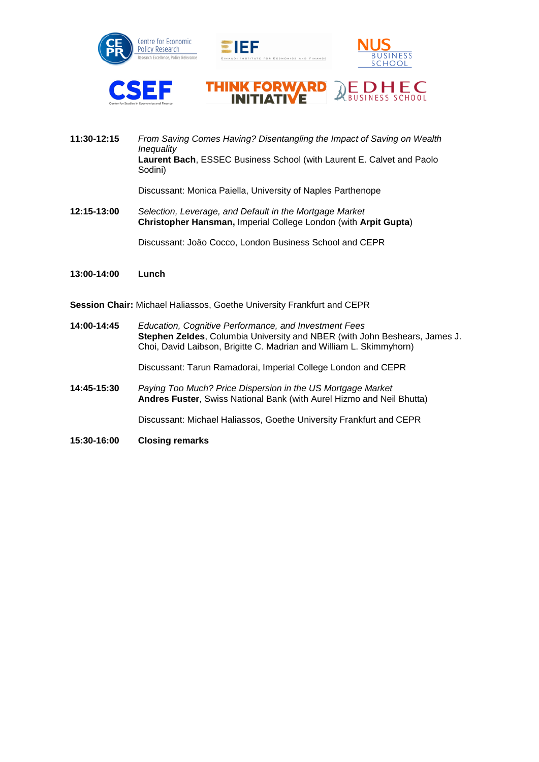**11:30-12:15** *From Saving Comes Having? Disentangling the Impact of Saving on Wealth Inequality*
**Laurent Bach**, ESSEC Business School (with Laurent E. Calvet and Paolo Sodini)

Discussant: Monica Paiella, University of Naples Parthenope

**12:15-13:00** *Selection, Leverage, and Default in the Mortgage Market*
**Christopher Hansman,** Imperial College London (with **Arpit Gupta**)

Discussant: Joâo Cocco, London Business School and CEPR

**13:00-14:00** **Lunch**

**Session Chair:** Michael Haliassos, Goethe University Frankfurt and CEPR

**14:00-14:45** *Education, Cognitive Performance, and Investment Fees*
**Stephen Zeldes**, Columbia University and NBER (with John Beshears, James J. Choi, David Laibson, Brigitte C. Madrian and William L. Skimmyhorn)

Discussant: Tarun Ramadorai, Imperial College London and CEPR

**14:45-15:30** *Paying Too Much? Price Dispersion in the US Mortgage Market*
**Andres Fuster**, Swiss National Bank (with Aurel Hizmo and Neil Bhutta)

Discussant: Michael Haliassos, Goethe University Frankfurt and CEPR

**15:30-16:00** **Closing remarks**